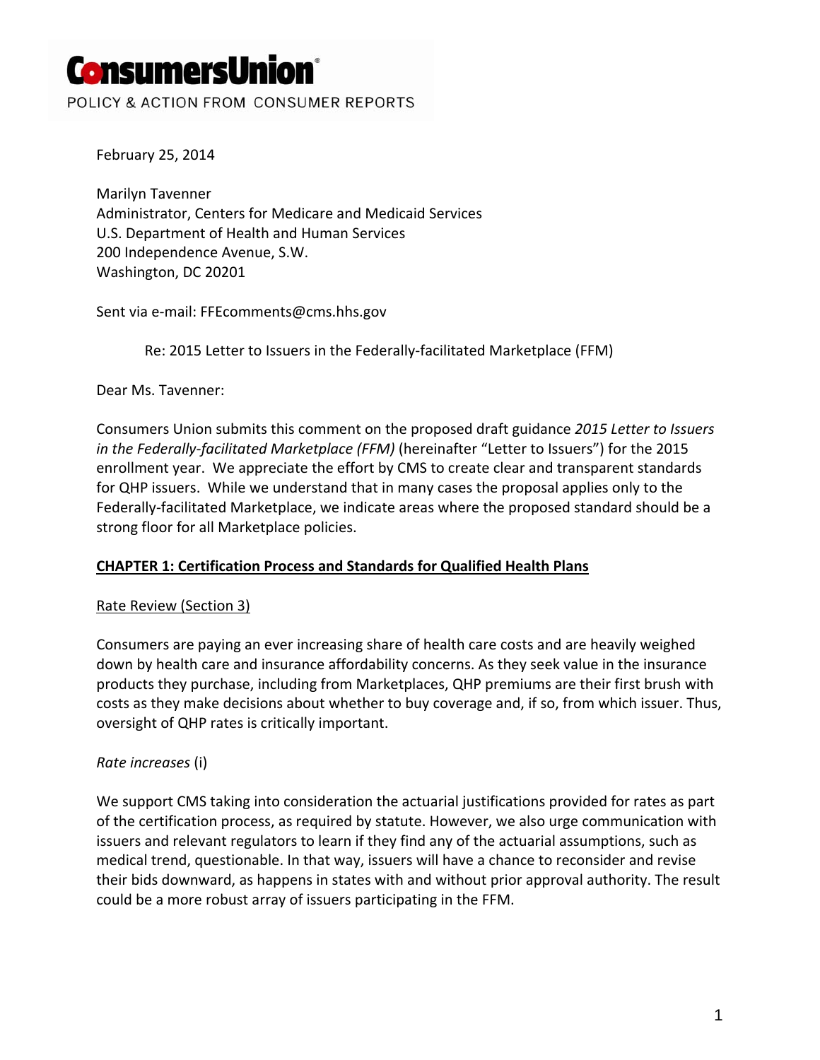# ConsumersUnion

POLICY & ACTION FROM CONSUMER REPORTS

February 25, 2014

Marilyn Tavenner
Administrator, Centers for Medicare and Medicaid Services
U.S. Department of Health and Human Services
200 Independence Avenue, S.W.
Washington, DC 20201

Sent via e-mail: FFEcomments@cms.hhs.gov

Re: 2015 Letter to Issuers in the Federally-facilitated Marketplace (FFM)

Dear Ms. Tavenner:

Consumers Union submits this comment on the proposed draft guidance *2015 Letter to Issuers in the Federally-facilitated Marketplace (FFM)* (hereinafter "Letter to Issuers") for the 2015 enrollment year. We appreciate the effort by CMS to create clear and transparent standards for QHP issuers. While we understand that in many cases the proposal applies only to the Federally-facilitated Marketplace, we indicate areas where the proposed standard should be a strong floor for all Marketplace policies.

## CHAPTER 1: Certification Process and Standards for Qualified Health Plans

### Rate Review (Section 3)

Consumers are paying an ever increasing share of health care costs and are heavily weighed down by health care and insurance affordability concerns. As they seek value in the insurance products they purchase, including from Marketplaces, QHP premiums are their first brush with costs as they make decisions about whether to buy coverage and, if so, from which issuer. Thus, oversight of QHP rates is critically important.

#### *Rate increases* (i)

We support CMS taking into consideration the actuarial justifications provided for rates as part of the certification process, as required by statute. However, we also urge communication with issuers and relevant regulators to learn if they find any of the actuarial assumptions, such as medical trend, questionable. In that way, issuers will have a chance to reconsider and revise their bids downward, as happens in states with and without prior approval authority. The result could be a more robust array of issuers participating in the FFM.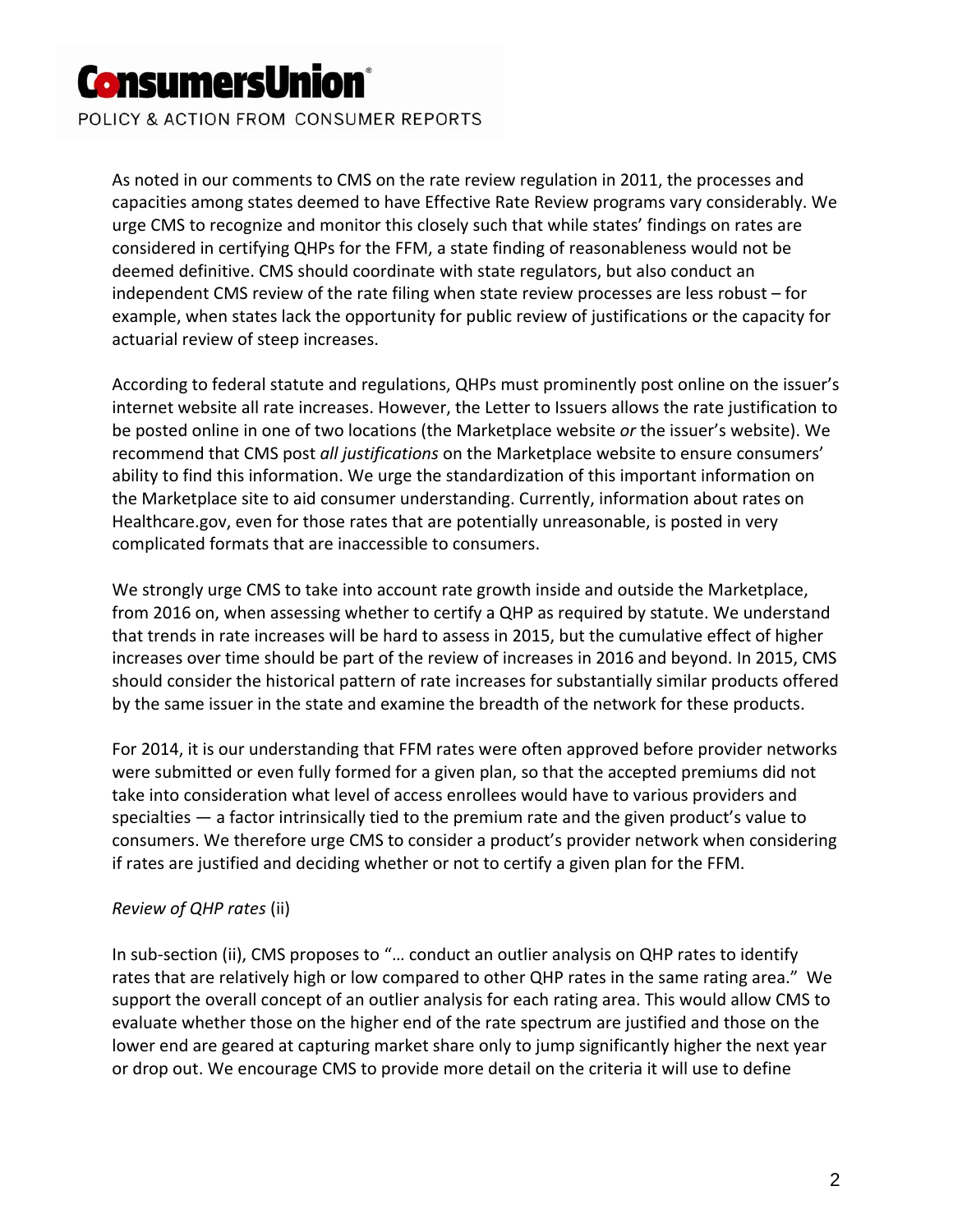As noted in our comments to CMS on the rate review regulation in 2011, the processes and capacities among states deemed to have Effective Rate Review programs vary considerably. We urge CMS to recognize and monitor this closely such that while states' findings on rates are considered in certifying QHPs for the FFM, a state finding of reasonableness would not be deemed definitive. CMS should coordinate with state regulators, but also conduct an independent CMS review of the rate filing when state review processes are less robust – for example, when states lack the opportunity for public review of justifications or the capacity for actuarial review of steep increases.

According to federal statute and regulations, QHPs must prominently post online on the issuer's internet website all rate increases. However, the Letter to Issuers allows the rate justification to be posted online in one of two locations (the Marketplace website *or* the issuer's website). We recommend that CMS post *all justifications* on the Marketplace website to ensure consumers' ability to find this information. We urge the standardization of this important information on the Marketplace site to aid consumer understanding. Currently, information about rates on Healthcare.gov, even for those rates that are potentially unreasonable, is posted in very complicated formats that are inaccessible to consumers.

We strongly urge CMS to take into account rate growth inside and outside the Marketplace, from 2016 on, when assessing whether to certify a QHP as required by statute. We understand that trends in rate increases will be hard to assess in 2015, but the cumulative effect of higher increases over time should be part of the review of increases in 2016 and beyond. In 2015, CMS should consider the historical pattern of rate increases for substantially similar products offered by the same issuer in the state and examine the breadth of the network for these products.

For 2014, it is our understanding that FFM rates were often approved before provider networks were submitted or even fully formed for a given plan, so that the accepted premiums did not take into consideration what level of access enrollees would have to various providers and specialties — a factor intrinsically tied to the premium rate and the given product's value to consumers. We therefore urge CMS to consider a product's provider network when considering if rates are justified and deciding whether or not to certify a given plan for the FFM.

*Review of QHP rates* (ii)

In sub-section (ii), CMS proposes to "… conduct an outlier analysis on QHP rates to identify rates that are relatively high or low compared to other QHP rates in the same rating area." We support the overall concept of an outlier analysis for each rating area. This would allow CMS to evaluate whether those on the higher end of the rate spectrum are justified and those on the lower end are geared at capturing market share only to jump significantly higher the next year or drop out. We encourage CMS to provide more detail on the criteria it will use to define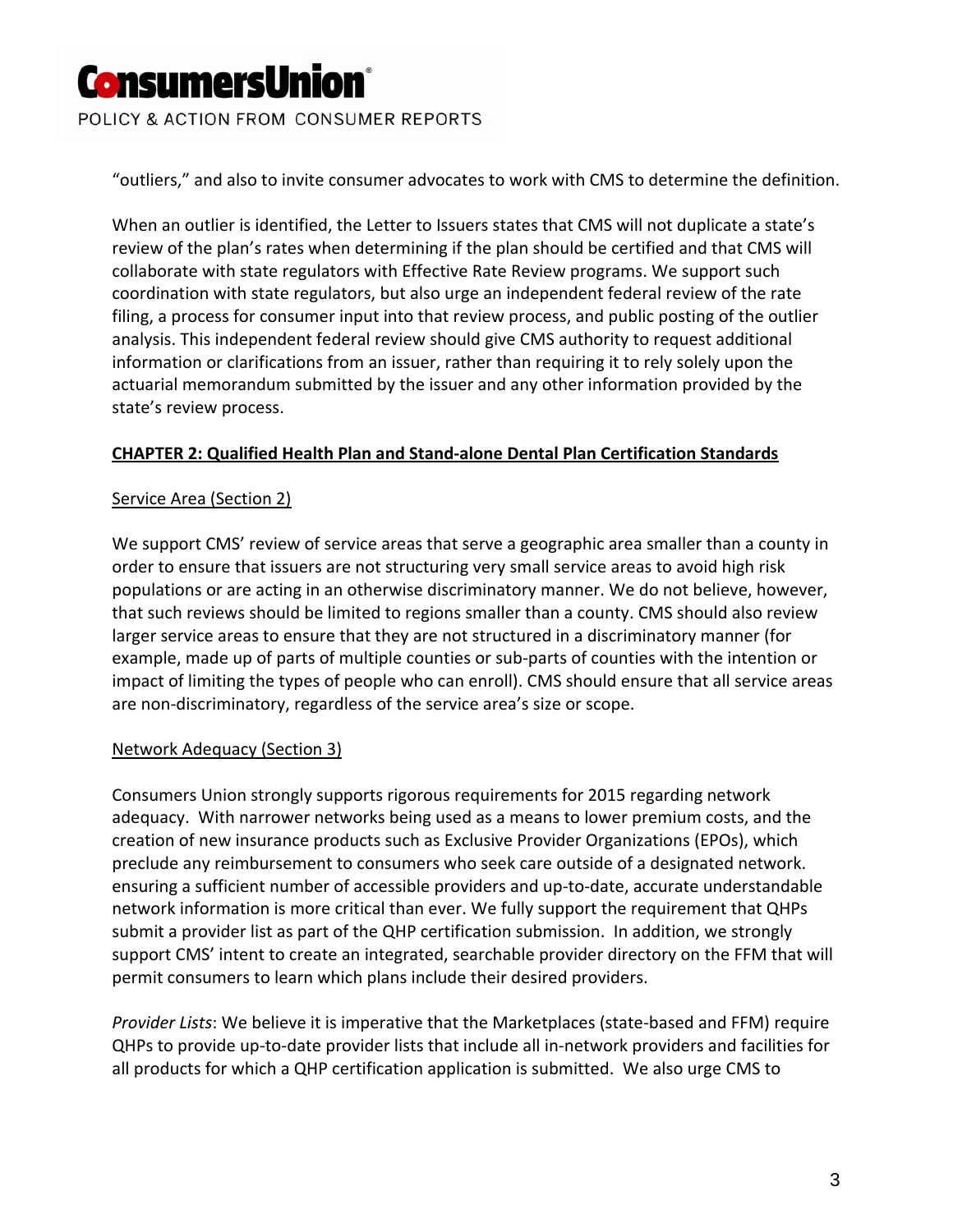"outliers," and also to invite consumer advocates to work with CMS to determine the definition.

When an outlier is identified, the Letter to Issuers states that CMS will not duplicate a state's review of the plan's rates when determining if the plan should be certified and that CMS will collaborate with state regulators with Effective Rate Review programs. We support such coordination with state regulators, but also urge an independent federal review of the rate filing, a process for consumer input into that review process, and public posting of the outlier analysis. This independent federal review should give CMS authority to request additional information or clarifications from an issuer, rather than requiring it to rely solely upon the actuarial memorandum submitted by the issuer and any other information provided by the state's review process.

## CHAPTER 2: Qualified Health Plan and Stand-alone Dental Plan Certification Standards

### Service Area (Section 2)

We support CMS' review of service areas that serve a geographic area smaller than a county in order to ensure that issuers are not structuring very small service areas to avoid high risk populations or are acting in an otherwise discriminatory manner. We do not believe, however, that such reviews should be limited to regions smaller than a county. CMS should also review larger service areas to ensure that they are not structured in a discriminatory manner (for example, made up of parts of multiple counties or sub-parts of counties with the intention or impact of limiting the types of people who can enroll). CMS should ensure that all service areas are non-discriminatory, regardless of the service area's size or scope.

### Network Adequacy (Section 3)

Consumers Union strongly supports rigorous requirements for 2015 regarding network adequacy. With narrower networks being used as a means to lower premium costs, and the creation of new insurance products such as Exclusive Provider Organizations (EPOs), which preclude any reimbursement to consumers who seek care outside of a designated network. ensuring a sufficient number of accessible providers and up-to-date, accurate understandable network information is more critical than ever. We fully support the requirement that QHPs submit a provider list as part of the QHP certification submission. In addition, we strongly support CMS' intent to create an integrated, searchable provider directory on the FFM that will permit consumers to learn which plans include their desired providers.

*Provider Lists*: We believe it is imperative that the Marketplaces (state-based and FFM) require QHPs to provide up-to-date provider lists that include all in-network providers and facilities for all products for which a QHP certification application is submitted. We also urge CMS to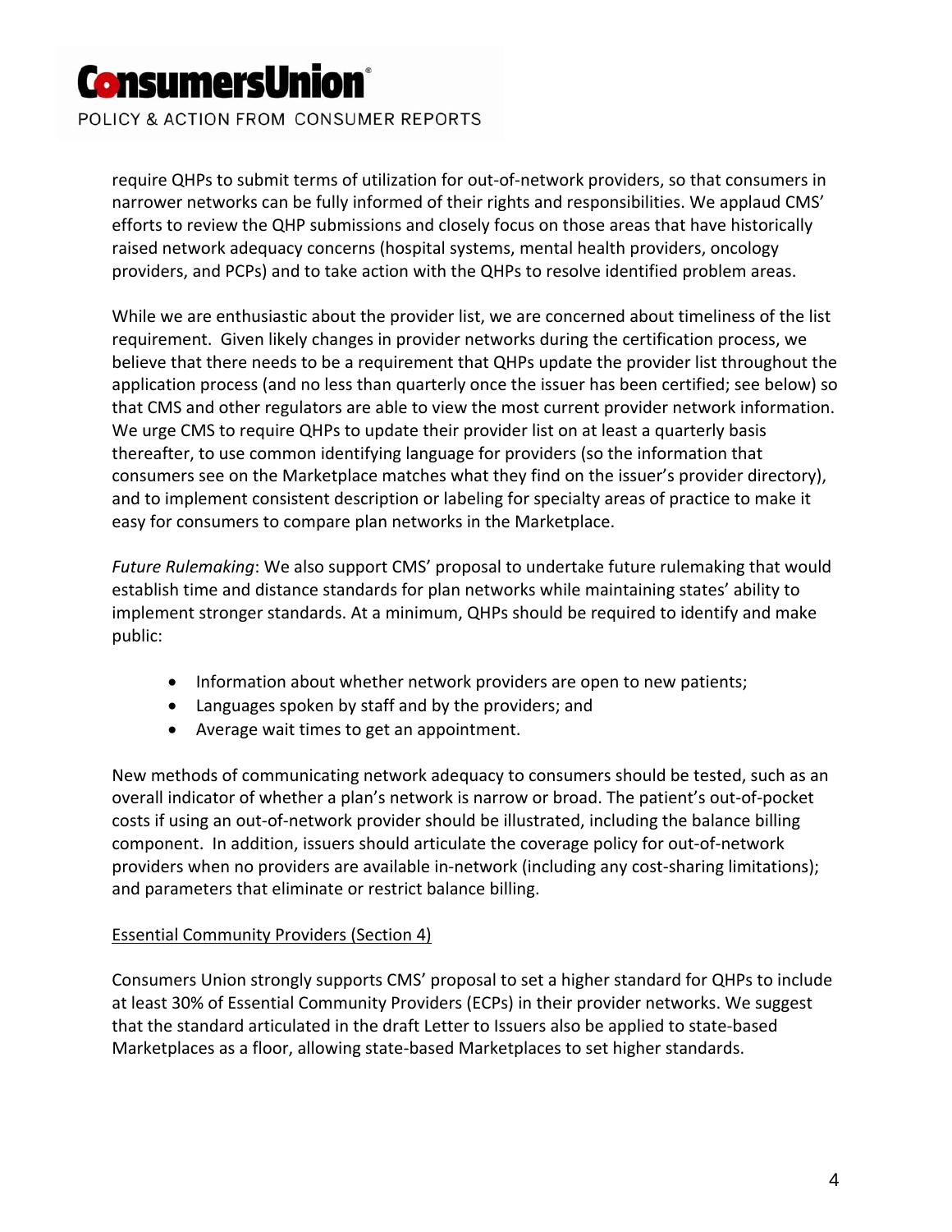require QHPs to submit terms of utilization for out-of-network providers, so that consumers in narrower networks can be fully informed of their rights and responsibilities. We applaud CMS' efforts to review the QHP submissions and closely focus on those areas that have historically raised network adequacy concerns (hospital systems, mental health providers, oncology providers, and PCPs) and to take action with the QHPs to resolve identified problem areas.

While we are enthusiastic about the provider list, we are concerned about timeliness of the list requirement. Given likely changes in provider networks during the certification process, we believe that there needs to be a requirement that QHPs update the provider list throughout the application process (and no less than quarterly once the issuer has been certified; see below) so that CMS and other regulators are able to view the most current provider network information. We urge CMS to require QHPs to update their provider list on at least a quarterly basis thereafter, to use common identifying language for providers (so the information that consumers see on the Marketplace matches what they find on the issuer's provider directory), and to implement consistent description or labeling for specialty areas of practice to make it easy for consumers to compare plan networks in the Marketplace.

*Future Rulemaking*: We also support CMS' proposal to undertake future rulemaking that would establish time and distance standards for plan networks while maintaining states' ability to implement stronger standards. At a minimum, QHPs should be required to identify and make public:

- Information about whether network providers are open to new patients;
- Languages spoken by staff and by the providers; and
- Average wait times to get an appointment.

New methods of communicating network adequacy to consumers should be tested, such as an overall indicator of whether a plan's network is narrow or broad. The patient's out-of-pocket costs if using an out-of-network provider should be illustrated, including the balance billing component. In addition, issuers should articulate the coverage policy for out-of-network providers when no providers are available in-network (including any cost-sharing limitations); and parameters that eliminate or restrict balance billing.

<u>Essential Community Providers (Section 4)</u>

Consumers Union strongly supports CMS' proposal to set a higher standard for QHPs to include at least 30% of Essential Community Providers (ECPs) in their provider networks. We suggest that the standard articulated in the draft Letter to Issuers also be applied to state-based Marketplaces as a floor, allowing state-based Marketplaces to set higher standards.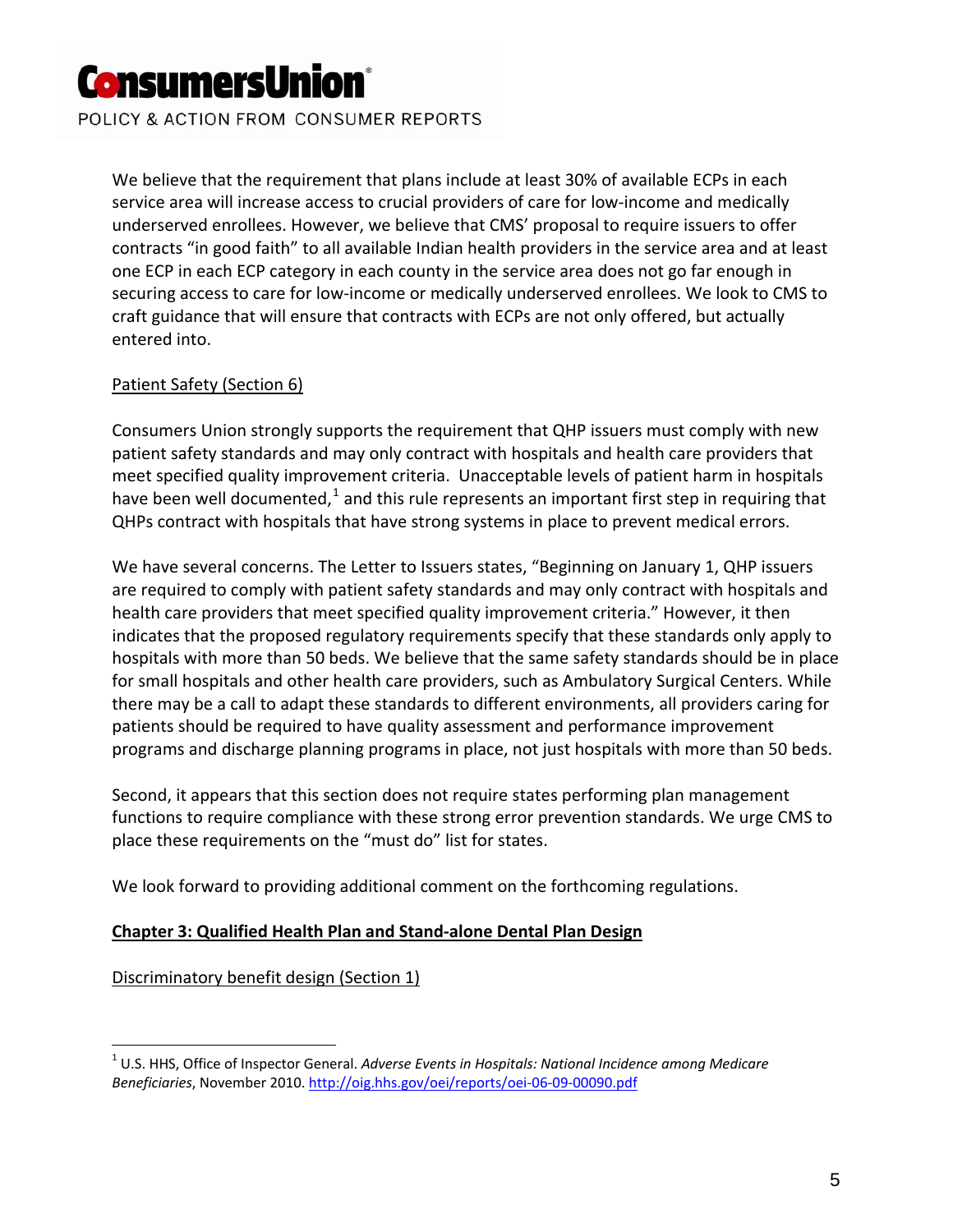We believe that the requirement that plans include at least 30% of available ECPs in each service area will increase access to crucial providers of care for low-income and medically underserved enrollees. However, we believe that CMS' proposal to require issuers to offer contracts "in good faith" to all available Indian health providers in the service area and at least one ECP in each ECP category in each county in the service area does not go far enough in securing access to care for low-income or medically underserved enrollees. We look to CMS to craft guidance that will ensure that contracts with ECPs are not only offered, but actually entered into.

Patient Safety (Section 6)

Consumers Union strongly supports the requirement that QHP issuers must comply with new patient safety standards and may only contract with hospitals and health care providers that meet specified quality improvement criteria. Unacceptable levels of patient harm in hospitals have been well documented,[1] and this rule represents an important first step in requiring that QHPs contract with hospitals that have strong systems in place to prevent medical errors.

We have several concerns. The Letter to Issuers states, "Beginning on January 1, QHP issuers are required to comply with patient safety standards and may only contract with hospitals and health care providers that meet specified quality improvement criteria." However, it then indicates that the proposed regulatory requirements specify that these standards only apply to hospitals with more than 50 beds. We believe that the same safety standards should be in place for small hospitals and other health care providers, such as Ambulatory Surgical Centers. While there may be a call to adapt these standards to different environments, all providers caring for patients should be required to have quality assessment and performance improvement programs and discharge planning programs in place, not just hospitals with more than 50 beds.

Second, it appears that this section does not require states performing plan management functions to require compliance with these strong error prevention standards. We urge CMS to place these requirements on the "must do" list for states.

We look forward to providing additional comment on the forthcoming regulations.

**Chapter 3: Qualified Health Plan and Stand-alone Dental Plan Design**

Discriminatory benefit design (Section 1)

[1] U.S. HHS, Office of Inspector General. *Adverse Events in Hospitals: National Incidence among Medicare Beneficiaries*, November 2010. http://oig.hhs.gov/oei/reports/oei-06-09-00090.pdf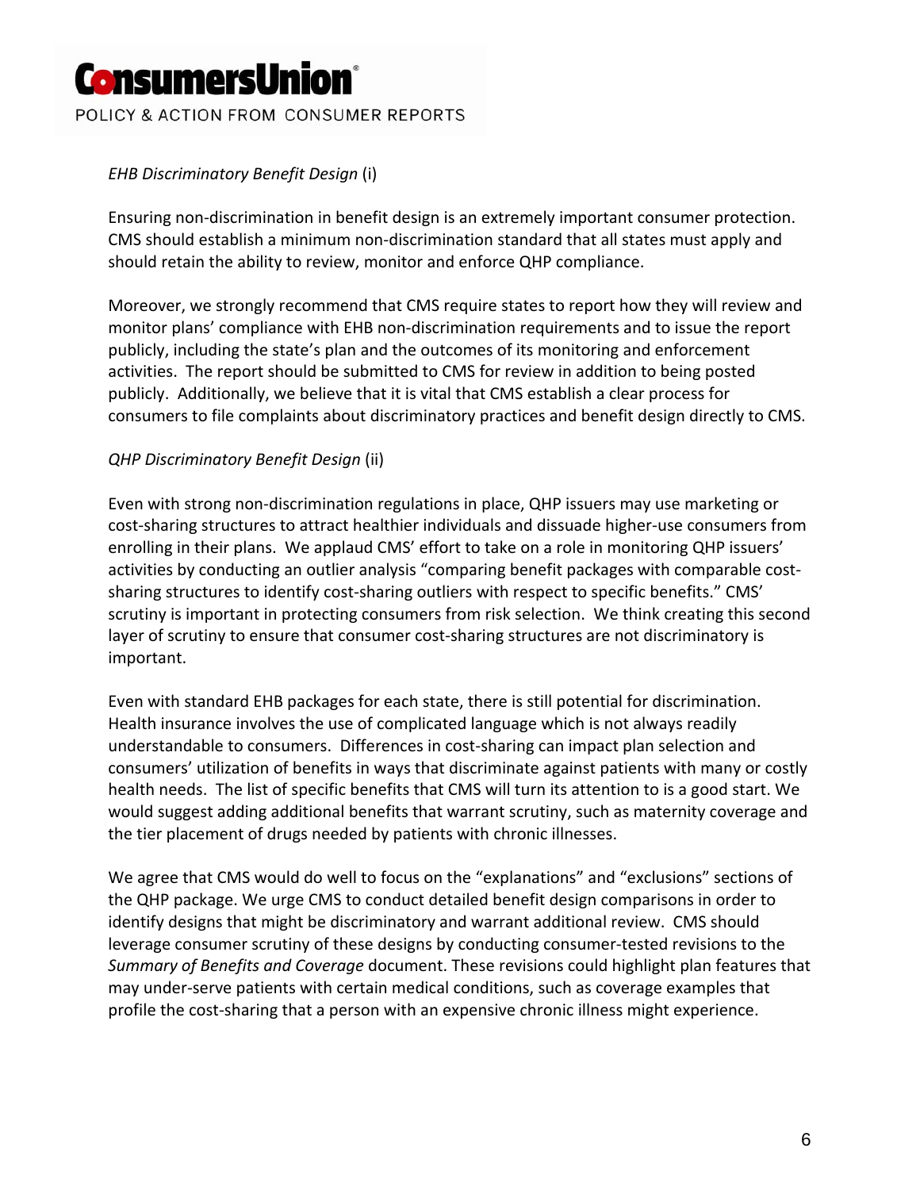*EHB Discriminatory Benefit Design* (i)

Ensuring non-discrimination in benefit design is an extremely important consumer protection. CMS should establish a minimum non-discrimination standard that all states must apply and should retain the ability to review, monitor and enforce QHP compliance.

Moreover, we strongly recommend that CMS require states to report how they will review and monitor plans' compliance with EHB non-discrimination requirements and to issue the report publicly, including the state's plan and the outcomes of its monitoring and enforcement activities. The report should be submitted to CMS for review in addition to being posted publicly. Additionally, we believe that it is vital that CMS establish a clear process for consumers to file complaints about discriminatory practices and benefit design directly to CMS.

*QHP Discriminatory Benefit Design* (ii)

Even with strong non-discrimination regulations in place, QHP issuers may use marketing or cost-sharing structures to attract healthier individuals and dissuade higher-use consumers from enrolling in their plans. We applaud CMS' effort to take on a role in monitoring QHP issuers' activities by conducting an outlier analysis "comparing benefit packages with comparable cost-sharing structures to identify cost-sharing outliers with respect to specific benefits." CMS' scrutiny is important in protecting consumers from risk selection. We think creating this second layer of scrutiny to ensure that consumer cost-sharing structures are not discriminatory is important.

Even with standard EHB packages for each state, there is still potential for discrimination. Health insurance involves the use of complicated language which is not always readily understandable to consumers. Differences in cost-sharing can impact plan selection and consumers' utilization of benefits in ways that discriminate against patients with many or costly health needs. The list of specific benefits that CMS will turn its attention to is a good start. We would suggest adding additional benefits that warrant scrutiny, such as maternity coverage and the tier placement of drugs needed by patients with chronic illnesses.

We agree that CMS would do well to focus on the "explanations" and "exclusions" sections of the QHP package. We urge CMS to conduct detailed benefit design comparisons in order to identify designs that might be discriminatory and warrant additional review. CMS should leverage consumer scrutiny of these designs by conducting consumer-tested revisions to the *Summary of Benefits and Coverage* document. These revisions could highlight plan features that may under-serve patients with certain medical conditions, such as coverage examples that profile the cost-sharing that a person with an expensive chronic illness might experience.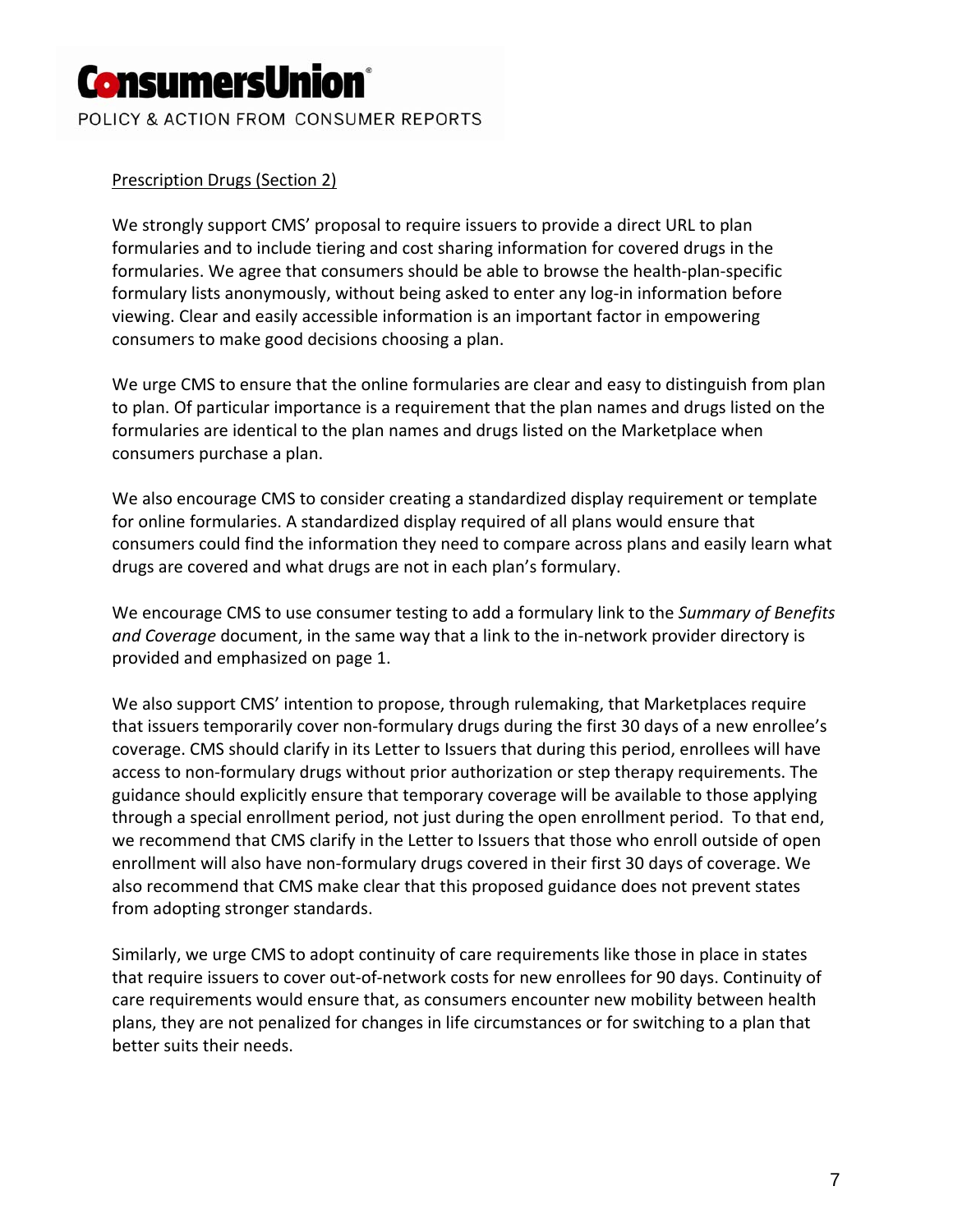Prescription Drugs (Section 2)

We strongly support CMS' proposal to require issuers to provide a direct URL to plan formularies and to include tiering and cost sharing information for covered drugs in the formularies. We agree that consumers should be able to browse the health-plan-specific formulary lists anonymously, without being asked to enter any log-in information before viewing. Clear and easily accessible information is an important factor in empowering consumers to make good decisions choosing a plan.

We urge CMS to ensure that the online formularies are clear and easy to distinguish from plan to plan. Of particular importance is a requirement that the plan names and drugs listed on the formularies are identical to the plan names and drugs listed on the Marketplace when consumers purchase a plan.

We also encourage CMS to consider creating a standardized display requirement or template for online formularies. A standardized display required of all plans would ensure that consumers could find the information they need to compare across plans and easily learn what drugs are covered and what drugs are not in each plan's formulary.

We encourage CMS to use consumer testing to add a formulary link to the *Summary of Benefits and Coverage* document, in the same way that a link to the in-network provider directory is provided and emphasized on page 1.

We also support CMS' intention to propose, through rulemaking, that Marketplaces require that issuers temporarily cover non-formulary drugs during the first 30 days of a new enrollee's coverage. CMS should clarify in its Letter to Issuers that during this period, enrollees will have access to non-formulary drugs without prior authorization or step therapy requirements. The guidance should explicitly ensure that temporary coverage will be available to those applying through a special enrollment period, not just during the open enrollment period. To that end, we recommend that CMS clarify in the Letter to Issuers that those who enroll outside of open enrollment will also have non-formulary drugs covered in their first 30 days of coverage. We also recommend that CMS make clear that this proposed guidance does not prevent states from adopting stronger standards.

Similarly, we urge CMS to adopt continuity of care requirements like those in place in states that require issuers to cover out-of-network costs for new enrollees for 90 days. Continuity of care requirements would ensure that, as consumers encounter new mobility between health plans, they are not penalized for changes in life circumstances or for switching to a plan that better suits their needs.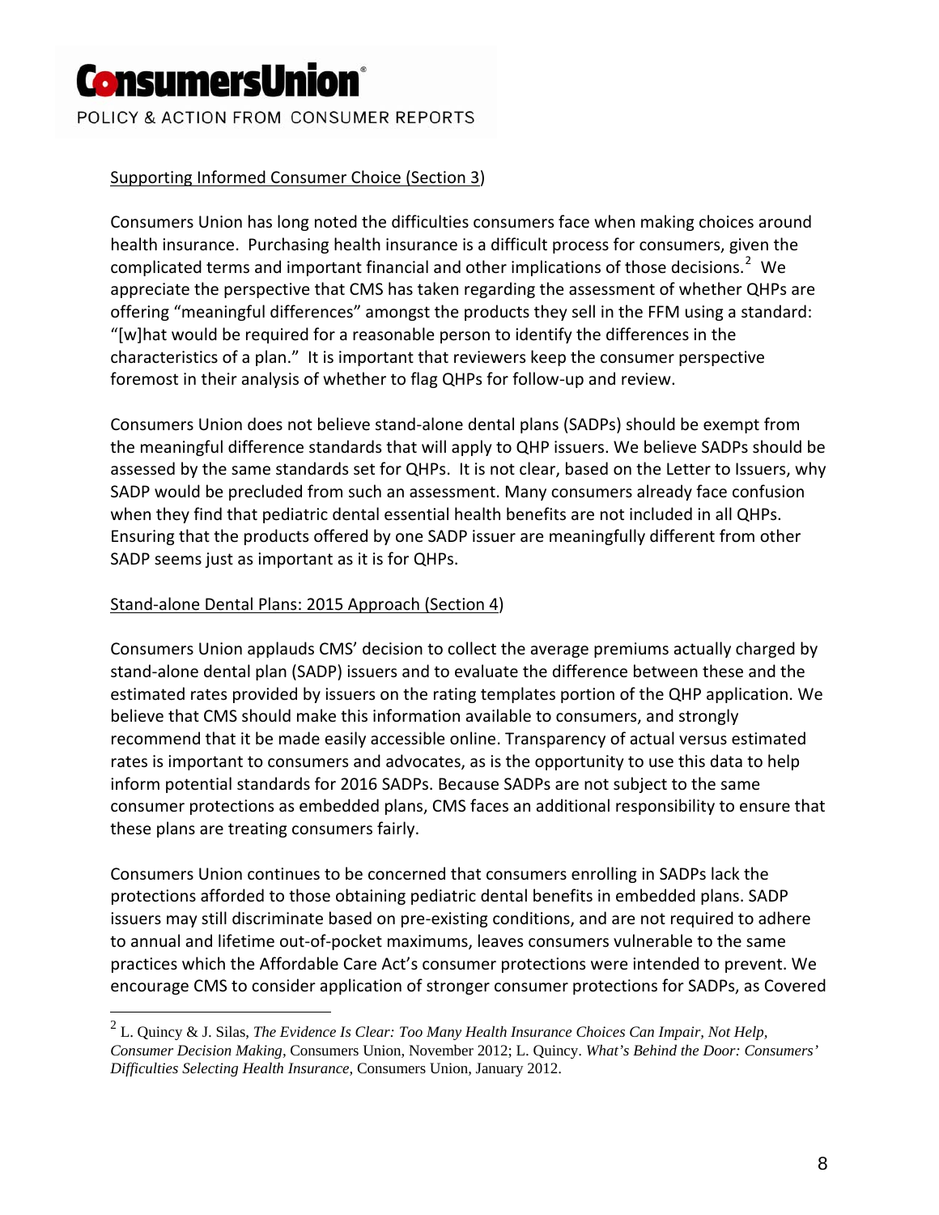### Supporting Informed Consumer Choice (Section 3)

Consumers Union has long noted the difficulties consumers face when making choices around health insurance. Purchasing health insurance is a difficult process for consumers, given the complicated terms and important financial and other implications of those decisions.[2] We appreciate the perspective that CMS has taken regarding the assessment of whether QHPs are offering "meaningful differences" amongst the products they sell in the FFM using a standard: "[w]hat would be required for a reasonable person to identify the differences in the characteristics of a plan." It is important that reviewers keep the consumer perspective foremost in their analysis of whether to flag QHPs for follow-up and review.

Consumers Union does not believe stand-alone dental plans (SADPs) should be exempt from the meaningful difference standards that will apply to QHP issuers. We believe SADPs should be assessed by the same standards set for QHPs. It is not clear, based on the Letter to Issuers, why SADP would be precluded from such an assessment. Many consumers already face confusion when they find that pediatric dental essential health benefits are not included in all QHPs. Ensuring that the products offered by one SADP issuer are meaningfully different from other SADP seems just as important as it is for QHPs.

### Stand-alone Dental Plans: 2015 Approach (Section 4)

Consumers Union applauds CMS' decision to collect the average premiums actually charged by stand-alone dental plan (SADP) issuers and to evaluate the difference between these and the estimated rates provided by issuers on the rating templates portion of the QHP application. We believe that CMS should make this information available to consumers, and strongly recommend that it be made easily accessible online. Transparency of actual versus estimated rates is important to consumers and advocates, as is the opportunity to use this data to help inform potential standards for 2016 SADPs. Because SADPs are not subject to the same consumer protections as embedded plans, CMS faces an additional responsibility to ensure that these plans are treating consumers fairly.

Consumers Union continues to be concerned that consumers enrolling in SADPs lack the protections afforded to those obtaining pediatric dental benefits in embedded plans. SADP issuers may still discriminate based on pre-existing conditions, and are not required to adhere to annual and lifetime out-of-pocket maximums, leaves consumers vulnerable to the same practices which the Affordable Care Act's consumer protections were intended to prevent. We encourage CMS to consider application of stronger consumer protections for SADPs, as Covered

---

[2] L. Quincy & J. Silas, *The Evidence Is Clear: Too Many Health Insurance Choices Can Impair, Not Help, Consumer Decision Making*, Consumers Union, November 2012; L. Quincy. *What's Behind the Door: Consumers' Difficulties Selecting Health Insurance*, Consumers Union, January 2012.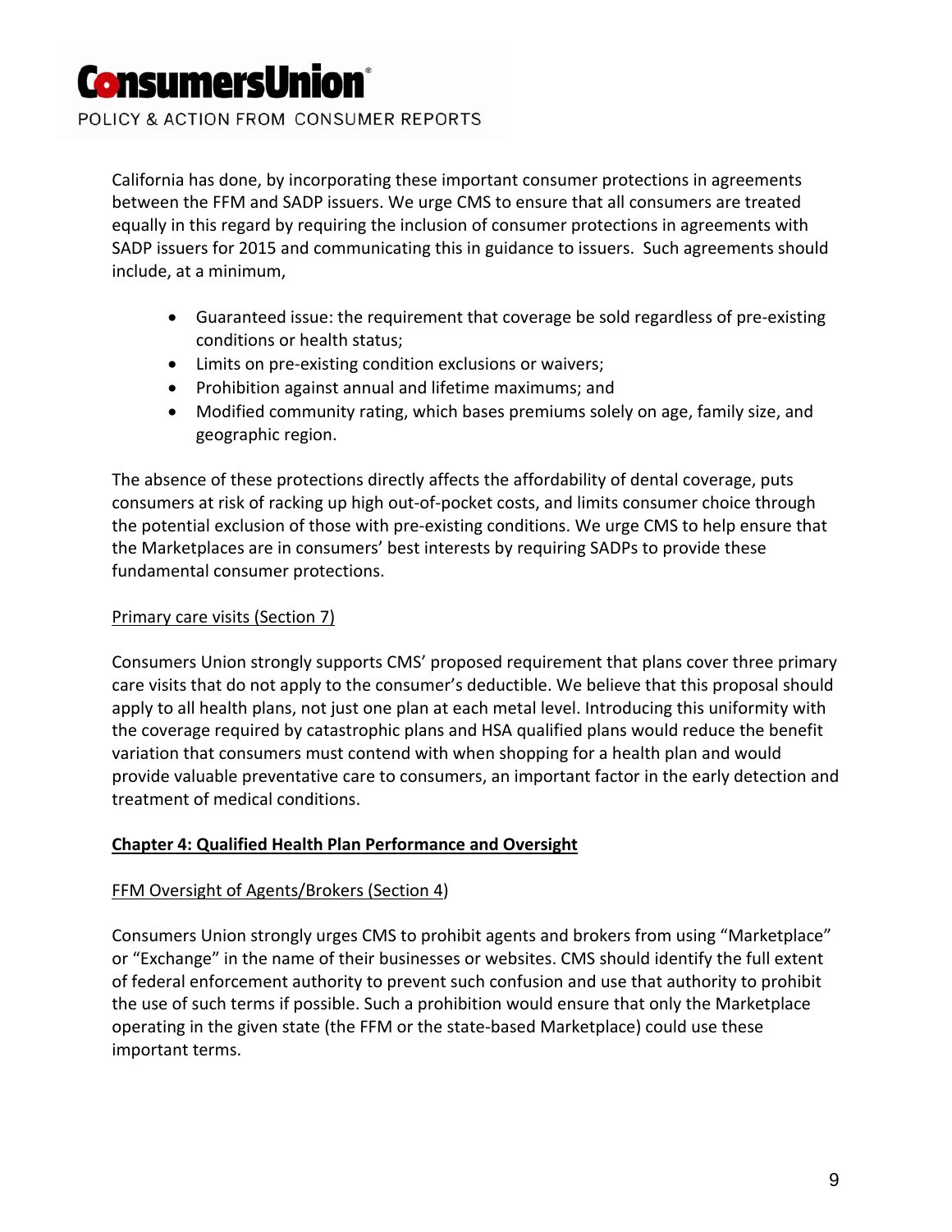California has done, by incorporating these important consumer protections in agreements between the FFM and SADP issuers. We urge CMS to ensure that all consumers are treated equally in this regard by requiring the inclusion of consumer protections in agreements with SADP issuers for 2015 and communicating this in guidance to issuers. Such agreements should include, at a minimum,

- Guaranteed issue: the requirement that coverage be sold regardless of pre-existing conditions or health status;
- Limits on pre-existing condition exclusions or waivers;
- Prohibition against annual and lifetime maximums; and
- Modified community rating, which bases premiums solely on age, family size, and geographic region.

The absence of these protections directly affects the affordability of dental coverage, puts consumers at risk of racking up high out-of-pocket costs, and limits consumer choice through the potential exclusion of those with pre-existing conditions. We urge CMS to help ensure that the Marketplaces are in consumers' best interests by requiring SADPs to provide these fundamental consumer protections.

Primary care visits (Section 7)

Consumers Union strongly supports CMS' proposed requirement that plans cover three primary care visits that do not apply to the consumer's deductible. We believe that this proposal should apply to all health plans, not just one plan at each metal level. Introducing this uniformity with the coverage required by catastrophic plans and HSA qualified plans would reduce the benefit variation that consumers must contend with when shopping for a health plan and would provide valuable preventative care to consumers, an important factor in the early detection and treatment of medical conditions.

## Chapter 4: Qualified Health Plan Performance and Oversight

FFM Oversight of Agents/Brokers (Section 4)

Consumers Union strongly urges CMS to prohibit agents and brokers from using "Marketplace" or "Exchange" in the name of their businesses or websites. CMS should identify the full extent of federal enforcement authority to prevent such confusion and use that authority to prohibit the use of such terms if possible. Such a prohibition would ensure that only the Marketplace operating in the given state (the FFM or the state-based Marketplace) could use these important terms.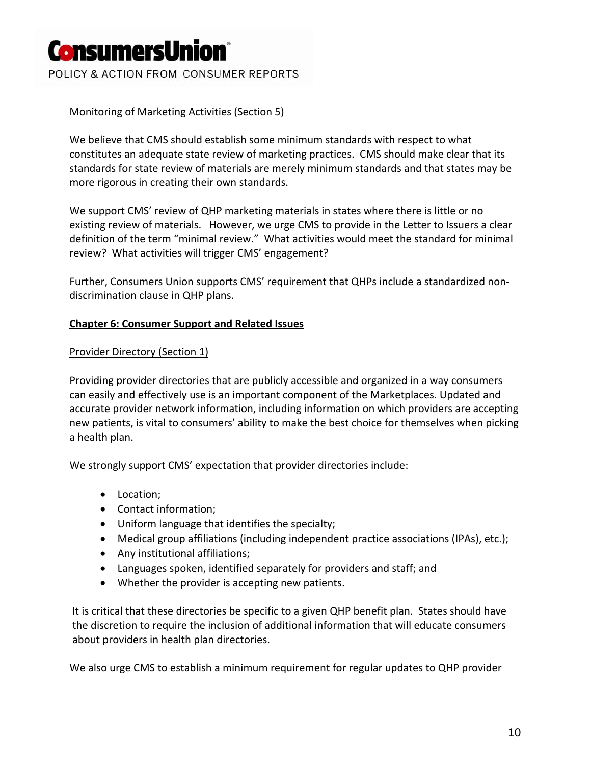Monitoring of Marketing Activities (Section 5)

We believe that CMS should establish some minimum standards with respect to what constitutes an adequate state review of marketing practices. CMS should make clear that its standards for state review of materials are merely minimum standards and that states may be more rigorous in creating their own standards.

We support CMS' review of QHP marketing materials in states where there is little or no existing review of materials. However, we urge CMS to provide in the Letter to Issuers a clear definition of the term "minimal review." What activities would meet the standard for minimal review? What activities will trigger CMS' engagement?

Further, Consumers Union supports CMS' requirement that QHPs include a standardized non-discrimination clause in QHP plans.

## Chapter 6: Consumer Support and Related Issues

Provider Directory (Section 1)

Providing provider directories that are publicly accessible and organized in a way consumers can easily and effectively use is an important component of the Marketplaces. Updated and accurate provider network information, including information on which providers are accepting new patients, is vital to consumers' ability to make the best choice for themselves when picking a health plan.

We strongly support CMS' expectation that provider directories include:

- Location;
- Contact information;
- Uniform language that identifies the specialty;
- Medical group affiliations (including independent practice associations (IPAs), etc.);
- Any institutional affiliations;
- Languages spoken, identified separately for providers and staff; and
- Whether the provider is accepting new patients.

It is critical that these directories be specific to a given QHP benefit plan. States should have the discretion to require the inclusion of additional information that will educate consumers about providers in health plan directories.

We also urge CMS to establish a minimum requirement for regular updates to QHP provider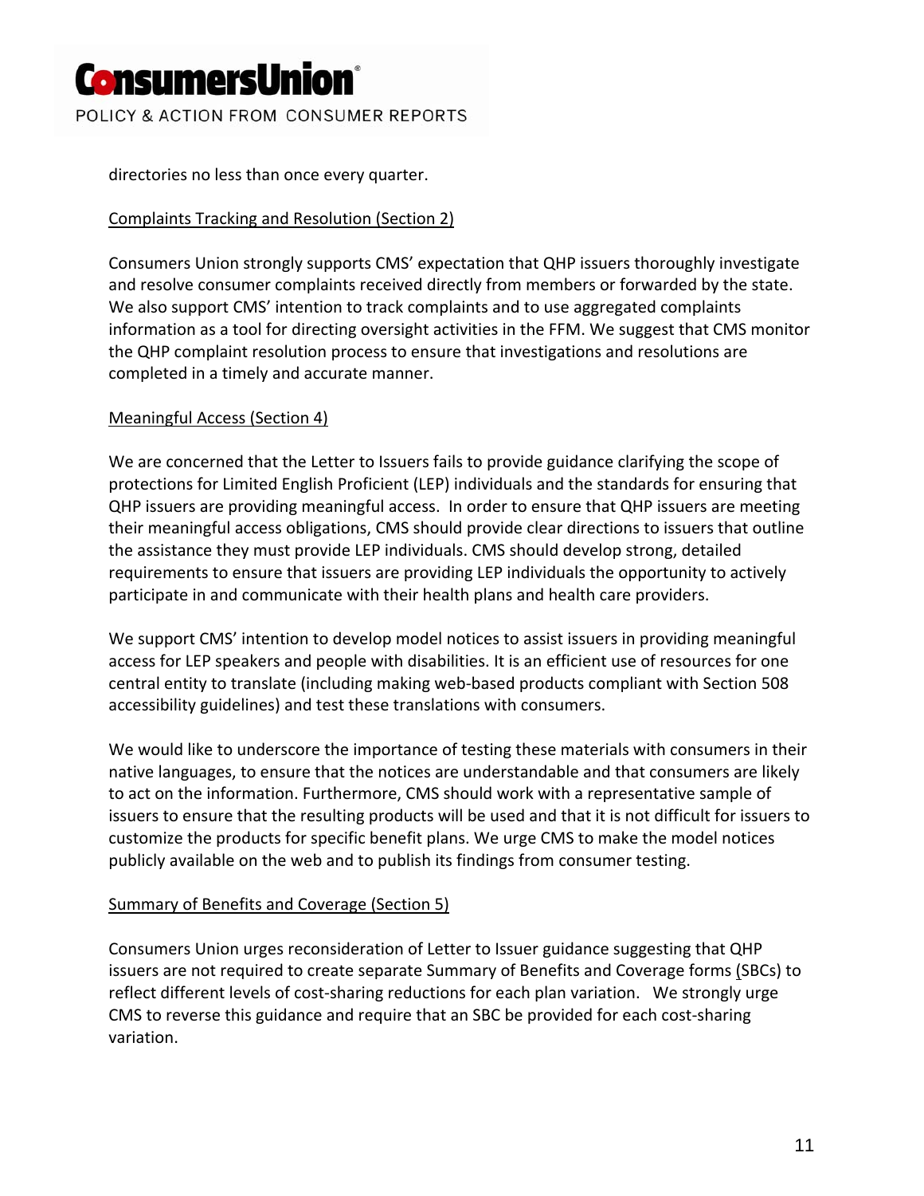directories no less than once every quarter.

Complaints Tracking and Resolution (Section 2)

Consumers Union strongly supports CMS' expectation that QHP issuers thoroughly investigate and resolve consumer complaints received directly from members or forwarded by the state. We also support CMS' intention to track complaints and to use aggregated complaints information as a tool for directing oversight activities in the FFM. We suggest that CMS monitor the QHP complaint resolution process to ensure that investigations and resolutions are completed in a timely and accurate manner.

Meaningful Access (Section 4)

We are concerned that the Letter to Issuers fails to provide guidance clarifying the scope of protections for Limited English Proficient (LEP) individuals and the standards for ensuring that QHP issuers are providing meaningful access. In order to ensure that QHP issuers are meeting their meaningful access obligations, CMS should provide clear directions to issuers that outline the assistance they must provide LEP individuals. CMS should develop strong, detailed requirements to ensure that issuers are providing LEP individuals the opportunity to actively participate in and communicate with their health plans and health care providers.

We support CMS' intention to develop model notices to assist issuers in providing meaningful access for LEP speakers and people with disabilities. It is an efficient use of resources for one central entity to translate (including making web-based products compliant with Section 508 accessibility guidelines) and test these translations with consumers.

We would like to underscore the importance of testing these materials with consumers in their native languages, to ensure that the notices are understandable and that consumers are likely to act on the information. Furthermore, CMS should work with a representative sample of issuers to ensure that the resulting products will be used and that it is not difficult for issuers to customize the products for specific benefit plans. We urge CMS to make the model notices publicly available on the web and to publish its findings from consumer testing.

Summary of Benefits and Coverage (Section 5)

Consumers Union urges reconsideration of Letter to Issuer guidance suggesting that QHP issuers are not required to create separate Summary of Benefits and Coverage forms (SBCs) to reflect different levels of cost-sharing reductions for each plan variation. We strongly urge CMS to reverse this guidance and require that an SBC be provided for each cost-sharing variation.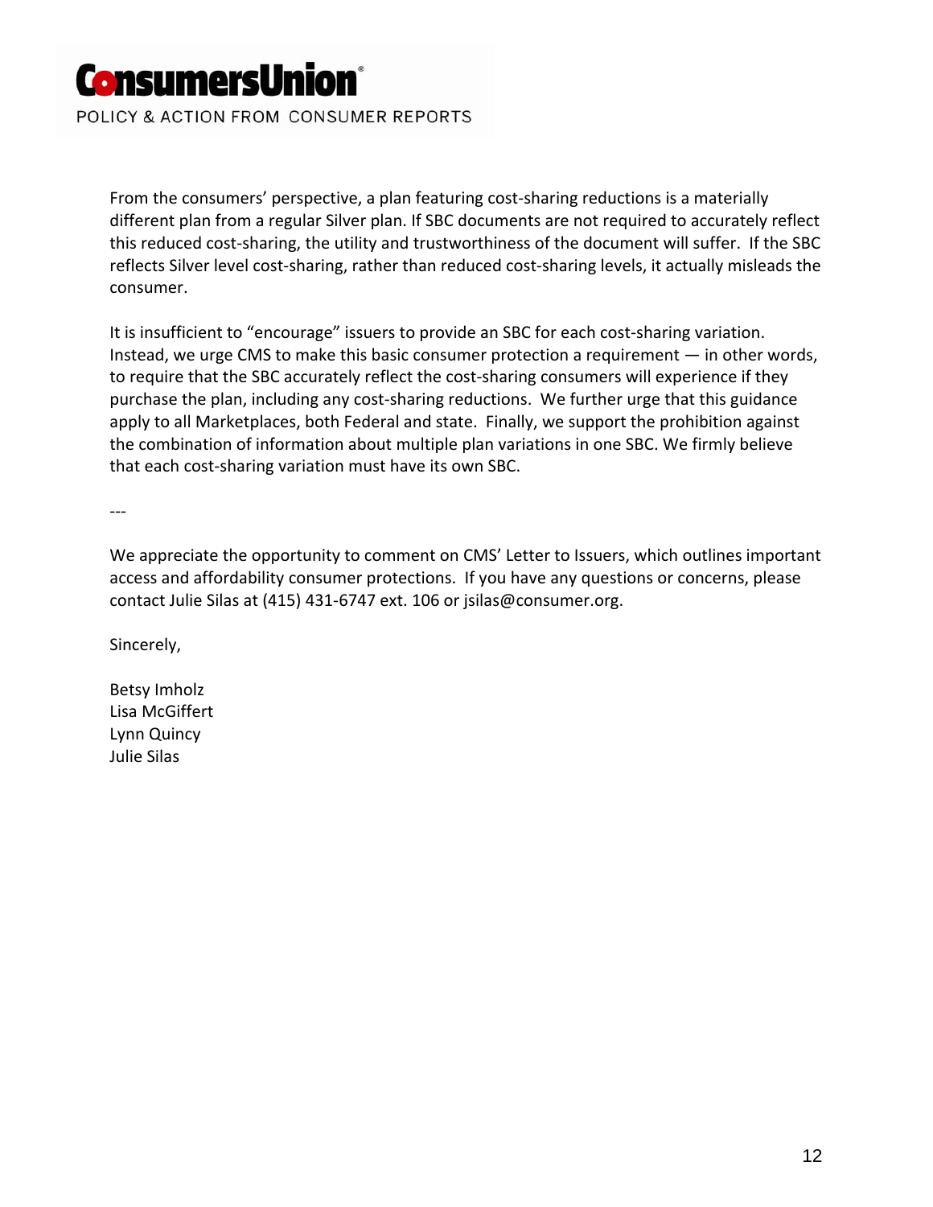From the consumers' perspective, a plan featuring cost-sharing reductions is a materially different plan from a regular Silver plan. If SBC documents are not required to accurately reflect this reduced cost-sharing, the utility and trustworthiness of the document will suffer. If the SBC reflects Silver level cost-sharing, rather than reduced cost-sharing levels, it actually misleads the consumer.

It is insufficient to "encourage" issuers to provide an SBC for each cost-sharing variation. Instead, we urge CMS to make this basic consumer protection a requirement — in other words, to require that the SBC accurately reflect the cost-sharing consumers will experience if they purchase the plan, including any cost-sharing reductions. We further urge that this guidance apply to all Marketplaces, both Federal and state. Finally, we support the prohibition against the combination of information about multiple plan variations in one SBC. We firmly believe that each cost-sharing variation must have its own SBC.

---

We appreciate the opportunity to comment on CMS' Letter to Issuers, which outlines important access and affordability consumer protections. If you have any questions or concerns, please contact Julie Silas at (415) 431-6747 ext. 106 or jsilas@consumer.org.

Sincerely,

Betsy Imholz
Lisa McGiffert
Lynn Quincy
Julie Silas